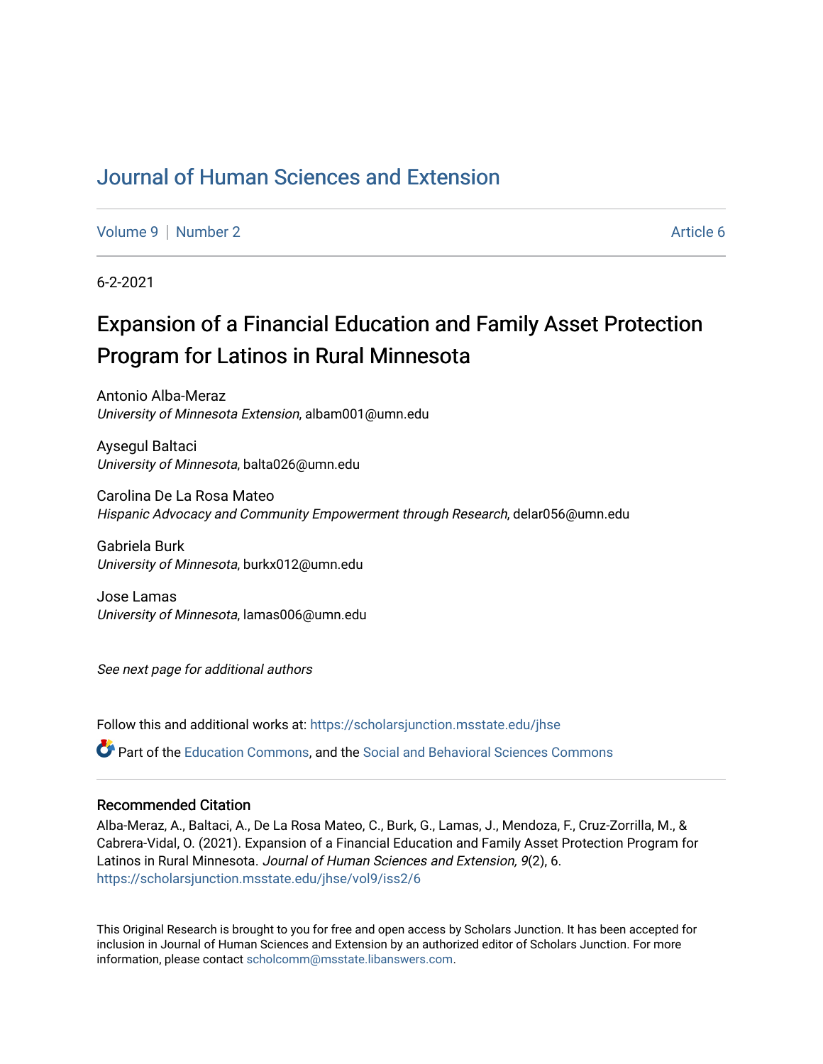# Journal of Human Sciences and Extension

Volume 9 | Number 2 Article 6

6-2-2021

## Expansion of a Financial Education and Family Asset Protection Program for Latinos in Rural Minnesota

Antonio Alba-Meraz
*University of Minnesota Extension*, albam001@umn.edu

Aysegul Baltaci
*University of Minnesota*, balta026@umn.edu

Carolina De La Rosa Mateo
*Hispanic Advocacy and Community Empowerment through Research*, delar056@umn.edu

Gabriela Burk
*University of Minnesota*, burkx012@umn.edu

Jose Lamas
*University of Minnesota*, lamas006@umn.edu

*See next page for additional authors*

Follow this and additional works at: https://scholarsjunction.msstate.edu/jhse

Part of the Education Commons, and the Social and Behavioral Sciences Commons

### Recommended Citation

Alba-Meraz, A., Baltaci, A., De La Rosa Mateo, C., Burk, G., Lamas, J., Mendoza, F., Cruz-Zorrilla, M., & Cabrera-Vidal, O. (2021). Expansion of a Financial Education and Family Asset Protection Program for Latinos in Rural Minnesota. *Journal of Human Sciences and Extension, 9*(2), 6. https://scholarsjunction.msstate.edu/jhse/vol9/iss2/6

This Original Research is brought to you for free and open access by Scholars Junction. It has been accepted for inclusion in Journal of Human Sciences and Extension by an authorized editor of Scholars Junction. For more information, please contact scholcomm@msstate.libanswers.com.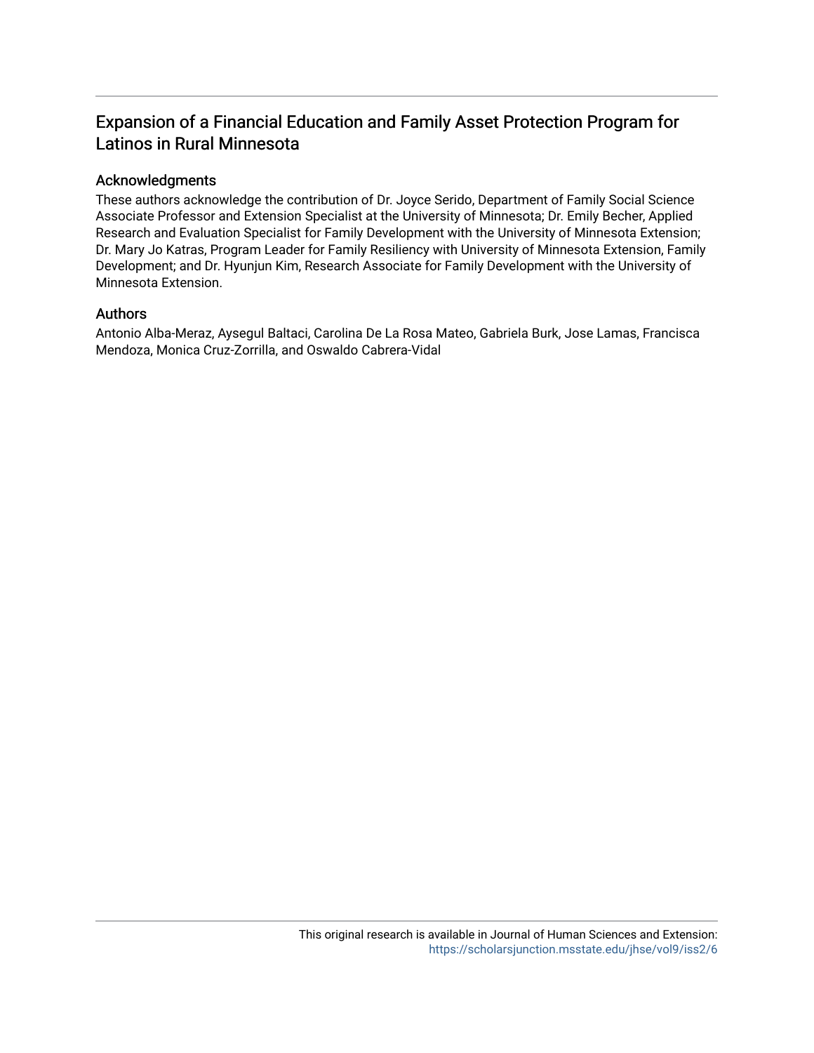# Expansion of a Financial Education and Family Asset Protection Program for Latinos in Rural Minnesota

## Acknowledgments

These authors acknowledge the contribution of Dr. Joyce Serido, Department of Family Social Science Associate Professor and Extension Specialist at the University of Minnesota; Dr. Emily Becher, Applied Research and Evaluation Specialist for Family Development with the University of Minnesota Extension; Dr. Mary Jo Katras, Program Leader for Family Resiliency with University of Minnesota Extension, Family Development; and Dr. Hyunjun Kim, Research Associate for Family Development with the University of Minnesota Extension.

## Authors

Antonio Alba-Meraz, Aysegul Baltaci, Carolina De La Rosa Mateo, Gabriela Burk, Jose Lamas, Francisca Mendoza, Monica Cruz-Zorrilla, and Oswaldo Cabrera-Vidal

This original research is available in Journal of Human Sciences and Extension: https://scholarsjunction.msstate.edu/jhse/vol9/iss2/6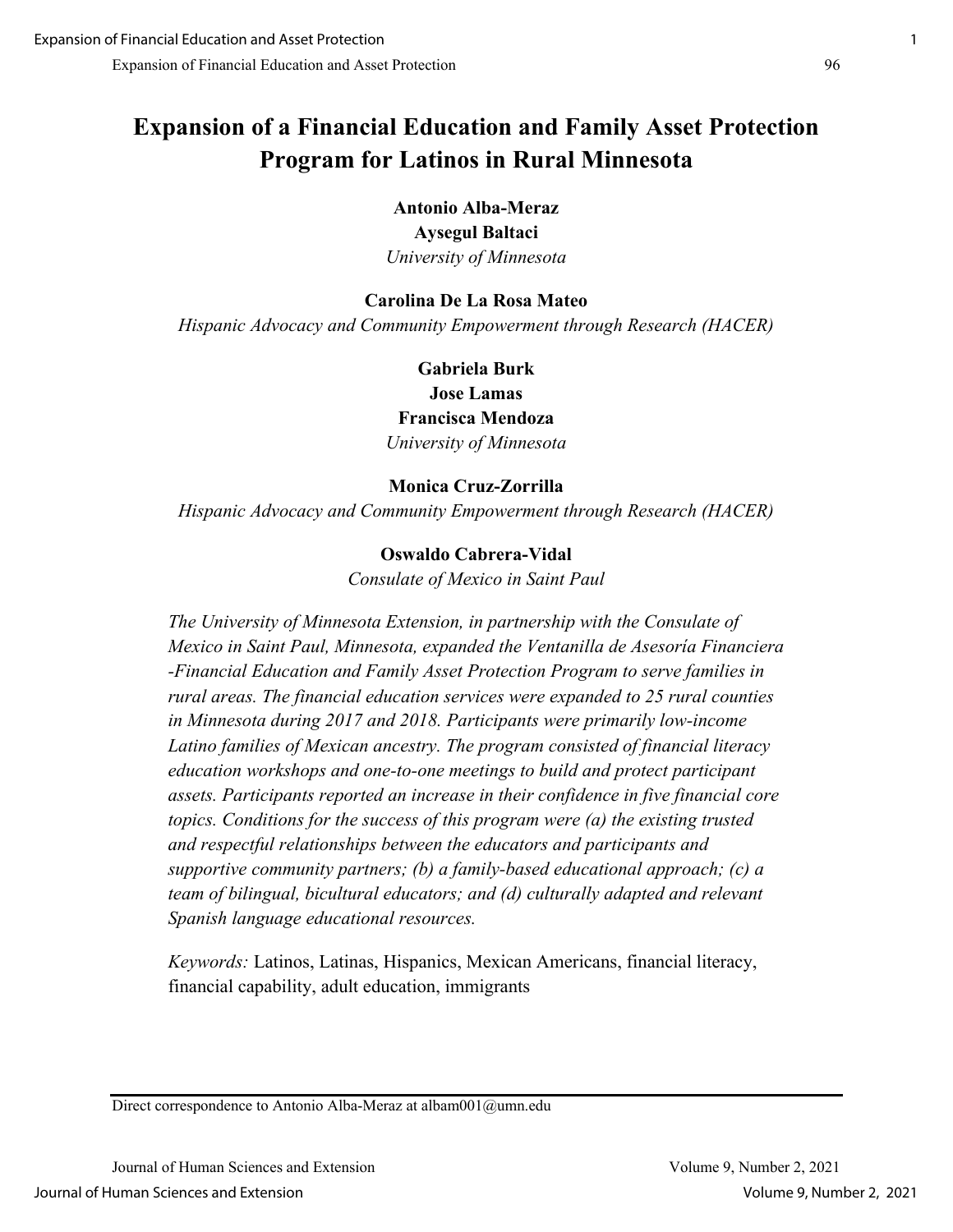# Expansion of a Financial Education and Family Asset Protection Program for Latinos in Rural Minnesota

**Antonio Alba-Meraz**
**Aysegul Baltaci**
*University of Minnesota*

**Carolina De La Rosa Mateo**
*Hispanic Advocacy and Community Empowerment through Research (HACER)*

**Gabriela Burk**
**Jose Lamas**
**Francisca Mendoza**
*University of Minnesota*

**Monica Cruz-Zorrilla**
*Hispanic Advocacy and Community Empowerment through Research (HACER)*

**Oswaldo Cabrera-Vidal**
*Consulate of Mexico in Saint Paul*

*The University of Minnesota Extension, in partnership with the Consulate of Mexico in Saint Paul, Minnesota, expanded the Ventanilla de Asesoría Financiera -Financial Education and Family Asset Protection Program to serve families in rural areas. The financial education services were expanded to 25 rural counties in Minnesota during 2017 and 2018. Participants were primarily low-income Latino families of Mexican ancestry. The program consisted of financial literacy education workshops and one-to-one meetings to build and protect participant assets. Participants reported an increase in their confidence in five financial core topics. Conditions for the success of this program were (a) the existing trusted and respectful relationships between the educators and participants and supportive community partners; (b) a family-based educational approach; (c) a team of bilingual, bicultural educators; and (d) culturally adapted and relevant Spanish language educational resources.*

*Keywords:* Latinos, Latinas, Hispanics, Mexican Americans, financial literacy, financial capability, adult education, immigrants

---

Direct correspondence to Antonio Alba-Meraz at albam001@umn.edu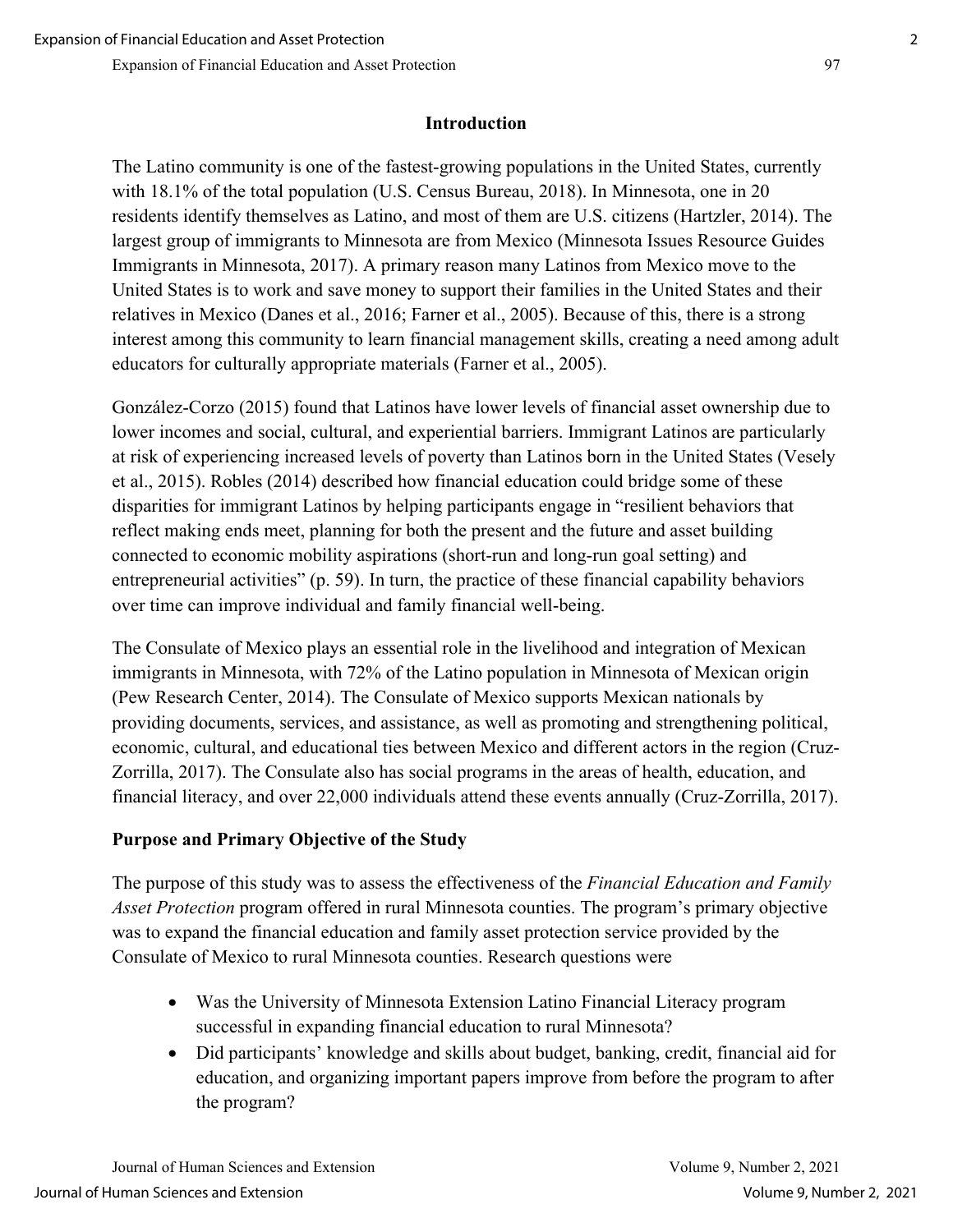## Introduction

The Latino community is one of the fastest-growing populations in the United States, currently with 18.1% of the total population (U.S. Census Bureau, 2018). In Minnesota, one in 20 residents identify themselves as Latino, and most of them are U.S. citizens (Hartzler, 2014). The largest group of immigrants to Minnesota are from Mexico (Minnesota Issues Resource Guides Immigrants in Minnesota, 2017). A primary reason many Latinos from Mexico move to the United States is to work and save money to support their families in the United States and their relatives in Mexico (Danes et al., 2016; Farner et al., 2005). Because of this, there is a strong interest among this community to learn financial management skills, creating a need among adult educators for culturally appropriate materials (Farner et al., 2005).

González-Corzo (2015) found that Latinos have lower levels of financial asset ownership due to lower incomes and social, cultural, and experiential barriers. Immigrant Latinos are particularly at risk of experiencing increased levels of poverty than Latinos born in the United States (Vesely et al., 2015). Robles (2014) described how financial education could bridge some of these disparities for immigrant Latinos by helping participants engage in "resilient behaviors that reflect making ends meet, planning for both the present and the future and asset building connected to economic mobility aspirations (short-run and long-run goal setting) and entrepreneurial activities" (p. 59). In turn, the practice of these financial capability behaviors over time can improve individual and family financial well-being.

The Consulate of Mexico plays an essential role in the livelihood and integration of Mexican immigrants in Minnesota, with 72% of the Latino population in Minnesota of Mexican origin (Pew Research Center, 2014). The Consulate of Mexico supports Mexican nationals by providing documents, services, and assistance, as well as promoting and strengthening political, economic, cultural, and educational ties between Mexico and different actors in the region (Cruz-Zorrilla, 2017). The Consulate also has social programs in the areas of health, education, and financial literacy, and over 22,000 individuals attend these events annually (Cruz-Zorrilla, 2017).

### Purpose and Primary Objective of the Study

The purpose of this study was to assess the effectiveness of the *Financial Education and Family Asset Protection* program offered in rural Minnesota counties. The program's primary objective was to expand the financial education and family asset protection service provided by the Consulate of Mexico to rural Minnesota counties. Research questions were

- Was the University of Minnesota Extension Latino Financial Literacy program successful in expanding financial education to rural Minnesota?
- Did participants' knowledge and skills about budget, banking, credit, financial aid for education, and organizing important papers improve from before the program to after the program?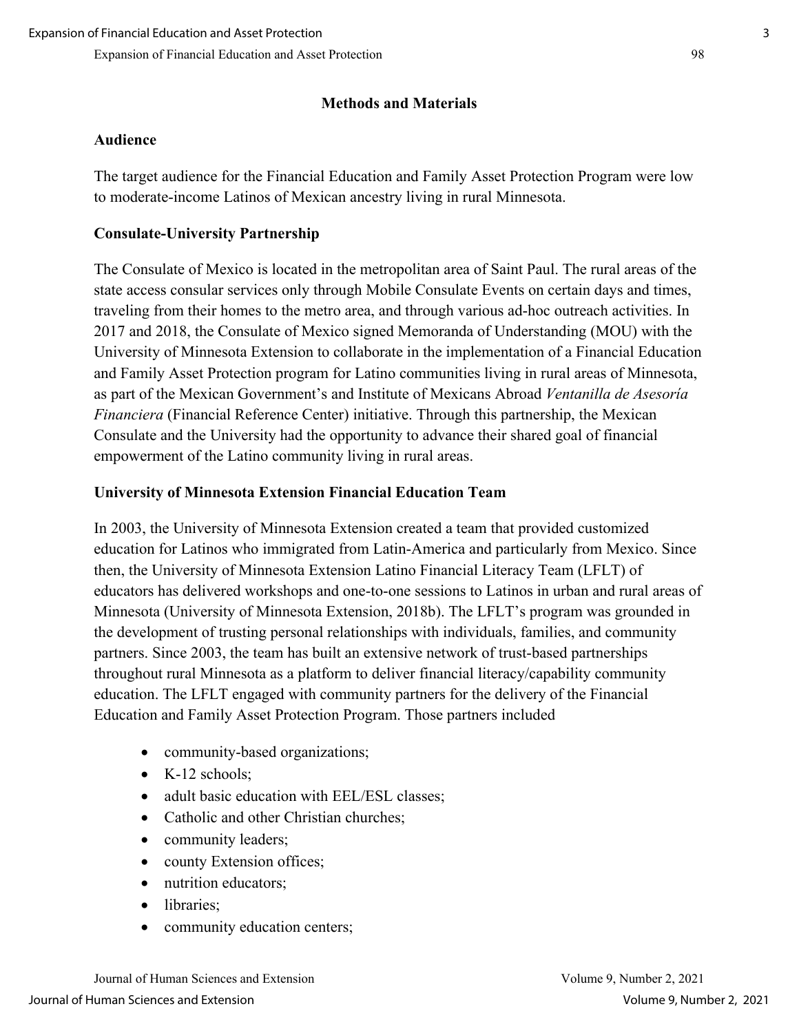## Methods and Materials

### Audience

The target audience for the Financial Education and Family Asset Protection Program were low to moderate-income Latinos of Mexican ancestry living in rural Minnesota.

### Consulate-University Partnership

The Consulate of Mexico is located in the metropolitan area of Saint Paul. The rural areas of the state access consular services only through Mobile Consulate Events on certain days and times, traveling from their homes to the metro area, and through various ad-hoc outreach activities. In 2017 and 2018, the Consulate of Mexico signed Memoranda of Understanding (MOU) with the University of Minnesota Extension to collaborate in the implementation of a Financial Education and Family Asset Protection program for Latino communities living in rural areas of Minnesota, as part of the Mexican Government's and Institute of Mexicans Abroad *Ventanilla de Asesoría Financiera* (Financial Reference Center) initiative. Through this partnership, the Mexican Consulate and the University had the opportunity to advance their shared goal of financial empowerment of the Latino community living in rural areas.

### University of Minnesota Extension Financial Education Team

In 2003, the University of Minnesota Extension created a team that provided customized education for Latinos who immigrated from Latin-America and particularly from Mexico. Since then, the University of Minnesota Extension Latino Financial Literacy Team (LFLT) of educators has delivered workshops and one-to-one sessions to Latinos in urban and rural areas of Minnesota (University of Minnesota Extension, 2018b). The LFLT's program was grounded in the development of trusting personal relationships with individuals, families, and community partners. Since 2003, the team has built an extensive network of trust-based partnerships throughout rural Minnesota as a platform to deliver financial literacy/capability community education. The LFLT engaged with community partners for the delivery of the Financial Education and Family Asset Protection Program. Those partners included

- community-based organizations;
- K-12 schools;
- adult basic education with EEL/ESL classes;
- Catholic and other Christian churches;
- community leaders;
- county Extension offices;
- nutrition educators;
- libraries;
- community education centers;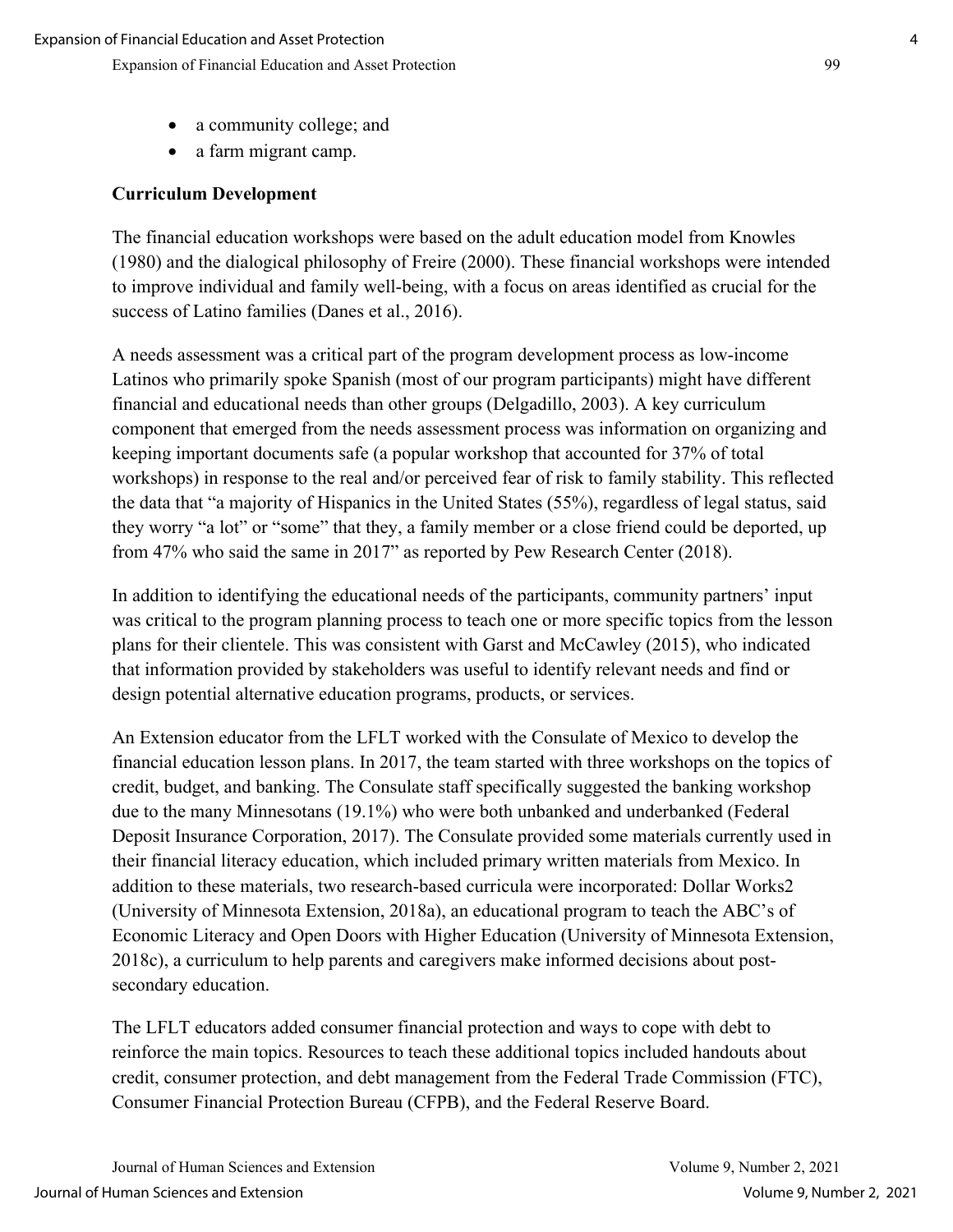- a community college; and
- a farm migrant camp.

**Curriculum Development**

The financial education workshops were based on the adult education model from Knowles (1980) and the dialogical philosophy of Freire (2000). These financial workshops were intended to improve individual and family well-being, with a focus on areas identified as crucial for the success of Latino families (Danes et al., 2016).

A needs assessment was a critical part of the program development process as low-income Latinos who primarily spoke Spanish (most of our program participants) might have different financial and educational needs than other groups (Delgadillo, 2003). A key curriculum component that emerged from the needs assessment process was information on organizing and keeping important documents safe (a popular workshop that accounted for 37% of total workshops) in response to the real and/or perceived fear of risk to family stability. This reflected the data that "a majority of Hispanics in the United States (55%), regardless of legal status, said they worry "a lot" or "some" that they, a family member or a close friend could be deported, up from 47% who said the same in 2017" as reported by Pew Research Center (2018).

In addition to identifying the educational needs of the participants, community partners' input was critical to the program planning process to teach one or more specific topics from the lesson plans for their clientele. This was consistent with Garst and McCawley (2015), who indicated that information provided by stakeholders was useful to identify relevant needs and find or design potential alternative education programs, products, or services.

An Extension educator from the LFLT worked with the Consulate of Mexico to develop the financial education lesson plans. In 2017, the team started with three workshops on the topics of credit, budget, and banking. The Consulate staff specifically suggested the banking workshop due to the many Minnesotans (19.1%) who were both unbanked and underbanked (Federal Deposit Insurance Corporation, 2017). The Consulate provided some materials currently used in their financial literacy education, which included primary written materials from Mexico. In addition to these materials, two research-based curricula were incorporated: Dollar Works2 (University of Minnesota Extension, 2018a), an educational program to teach the ABC's of Economic Literacy and Open Doors with Higher Education (University of Minnesota Extension, 2018c), a curriculum to help parents and caregivers make informed decisions about post-secondary education.

The LFLT educators added consumer financial protection and ways to cope with debt to reinforce the main topics. Resources to teach these additional topics included handouts about credit, consumer protection, and debt management from the Federal Trade Commission (FTC), Consumer Financial Protection Bureau (CFPB), and the Federal Reserve Board.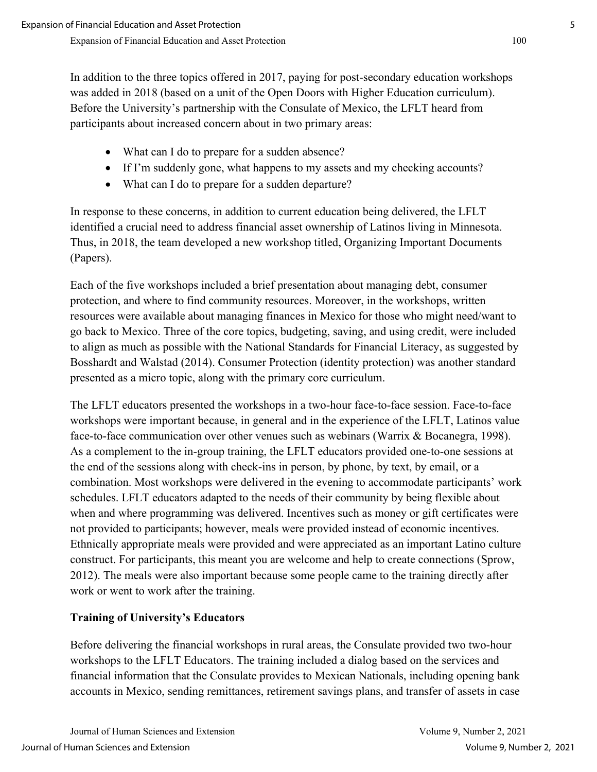In addition to the three topics offered in 2017, paying for post-secondary education workshops was added in 2018 (based on a unit of the Open Doors with Higher Education curriculum). Before the University's partnership with the Consulate of Mexico, the LFLT heard from participants about increased concern about in two primary areas:

- What can I do to prepare for a sudden absence?
- If I'm suddenly gone, what happens to my assets and my checking accounts?
- What can I do to prepare for a sudden departure?

In response to these concerns, in addition to current education being delivered, the LFLT identified a crucial need to address financial asset ownership of Latinos living in Minnesota. Thus, in 2018, the team developed a new workshop titled, Organizing Important Documents (Papers).

Each of the five workshops included a brief presentation about managing debt, consumer protection, and where to find community resources. Moreover, in the workshops, written resources were available about managing finances in Mexico for those who might need/want to go back to Mexico. Three of the core topics, budgeting, saving, and using credit, were included to align as much as possible with the National Standards for Financial Literacy, as suggested by Bosshardt and Walstad (2014). Consumer Protection (identity protection) was another standard presented as a micro topic, along with the primary core curriculum.

The LFLT educators presented the workshops in a two-hour face-to-face session. Face-to-face workshops were important because, in general and in the experience of the LFLT, Latinos value face-to-face communication over other venues such as webinars (Warrix & Bocanegra, 1998). As a complement to the in-group training, the LFLT educators provided one-to-one sessions at the end of the sessions along with check-ins in person, by phone, by text, by email, or a combination. Most workshops were delivered in the evening to accommodate participants' work schedules. LFLT educators adapted to the needs of their community by being flexible about when and where programming was delivered. Incentives such as money or gift certificates were not provided to participants; however, meals were provided instead of economic incentives. Ethnically appropriate meals were provided and were appreciated as an important Latino culture construct. For participants, this meant you are welcome and help to create connections (Sprow, 2012). The meals were also important because some people came to the training directly after work or went to work after the training.

**Training of University's Educators**

Before delivering the financial workshops in rural areas, the Consulate provided two two-hour workshops to the LFLT Educators. The training included a dialog based on the services and financial information that the Consulate provides to Mexican Nationals, including opening bank accounts in Mexico, sending remittances, retirement savings plans, and transfer of assets in case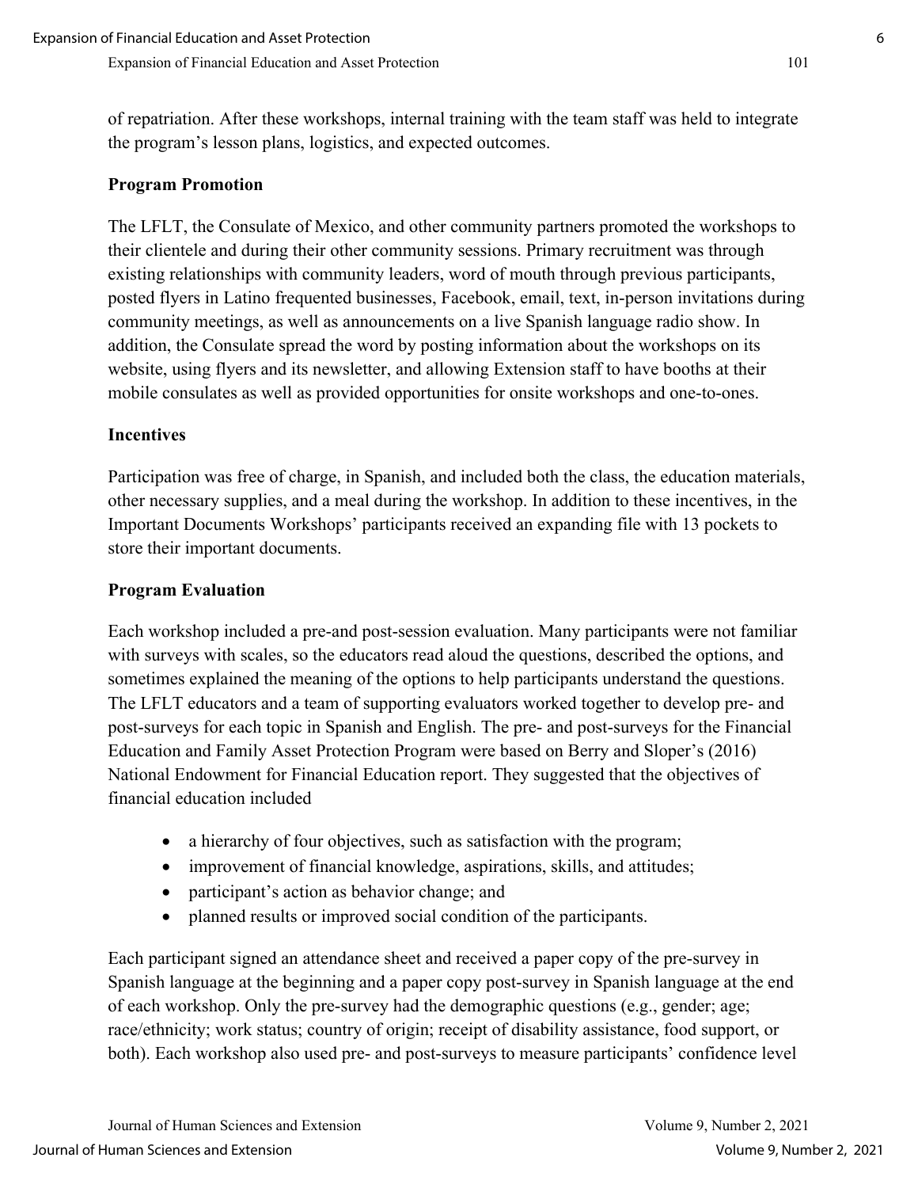of repatriation. After these workshops, internal training with the team staff was held to integrate the program's lesson plans, logistics, and expected outcomes.

### Program Promotion

The LFLT, the Consulate of Mexico, and other community partners promoted the workshops to their clientele and during their other community sessions. Primary recruitment was through existing relationships with community leaders, word of mouth through previous participants, posted flyers in Latino frequented businesses, Facebook, email, text, in-person invitations during community meetings, as well as announcements on a live Spanish language radio show. In addition, the Consulate spread the word by posting information about the workshops on its website, using flyers and its newsletter, and allowing Extension staff to have booths at their mobile consulates as well as provided opportunities for onsite workshops and one-to-ones.

### Incentives

Participation was free of charge, in Spanish, and included both the class, the education materials, other necessary supplies, and a meal during the workshop. In addition to these incentives, in the Important Documents Workshops' participants received an expanding file with 13 pockets to store their important documents.

### Program Evaluation

Each workshop included a pre-and post-session evaluation. Many participants were not familiar with surveys with scales, so the educators read aloud the questions, described the options, and sometimes explained the meaning of the options to help participants understand the questions. The LFLT educators and a team of supporting evaluators worked together to develop pre- and post-surveys for each topic in Spanish and English. The pre- and post-surveys for the Financial Education and Family Asset Protection Program were based on Berry and Sloper's (2016) National Endowment for Financial Education report. They suggested that the objectives of financial education included

- a hierarchy of four objectives, such as satisfaction with the program;
- improvement of financial knowledge, aspirations, skills, and attitudes;
- participant's action as behavior change; and
- planned results or improved social condition of the participants.

Each participant signed an attendance sheet and received a paper copy of the pre-survey in Spanish language at the beginning and a paper copy post-survey in Spanish language at the end of each workshop. Only the pre-survey had the demographic questions (e.g., gender; age; race/ethnicity; work status; country of origin; receipt of disability assistance, food support, or both). Each workshop also used pre- and post-surveys to measure participants' confidence level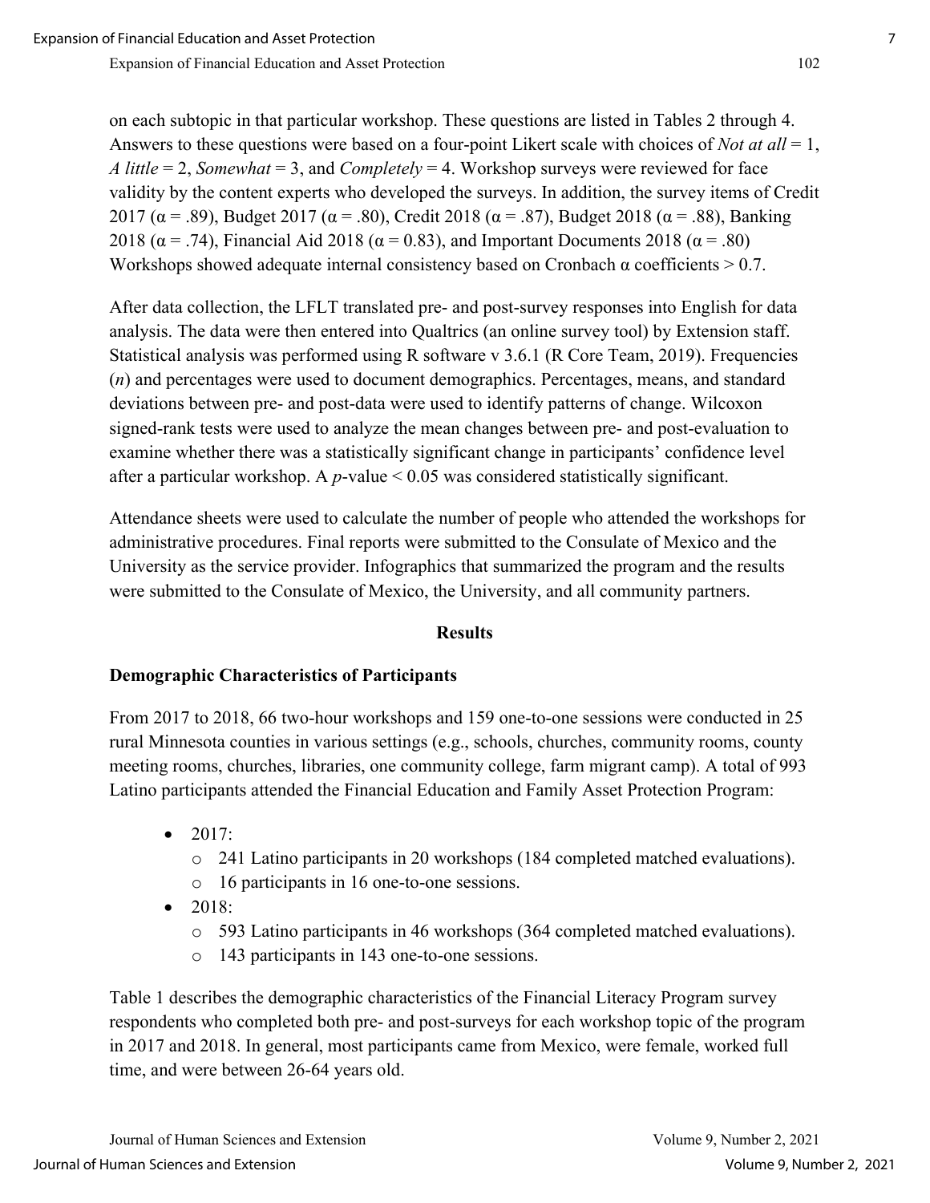on each subtopic in that particular workshop. These questions are listed in Tables 2 through 4. Answers to these questions were based on a four-point Likert scale with choices of *Not at all* = 1, *A little* = 2, *Somewhat* = 3, and *Completely* = 4. Workshop surveys were reviewed for face validity by the content experts who developed the surveys. In addition, the survey items of Credit 2017 ($\alpha = .89$), Budget 2017 ($\alpha = .80$), Credit 2018 ($\alpha = .87$), Budget 2018 ($\alpha = .88$), Banking 2018 ($\alpha = .74$), Financial Aid 2018 ($\alpha = 0.83$), and Important Documents 2018 ($\alpha = .80$) Workshops showed adequate internal consistency based on Cronbach $\alpha$ coefficients > 0.7.

After data collection, the LFLT translated pre- and post-survey responses into English for data analysis. The data were then entered into Qualtrics (an online survey tool) by Extension staff. Statistical analysis was performed using R software v 3.6.1 (R Core Team, 2019). Frequencies ($n$) and percentages were used to document demographics. Percentages, means, and standard deviations between pre- and post-data were used to identify patterns of change. Wilcoxon signed-rank tests were used to analyze the mean changes between pre- and post-evaluation to examine whether there was a statistically significant change in participants' confidence level after a particular workshop. A $p$-value < 0.05 was considered statistically significant.

Attendance sheets were used to calculate the number of people who attended the workshops for administrative procedures. Final reports were submitted to the Consulate of Mexico and the University as the service provider. Infographics that summarized the program and the results were submitted to the Consulate of Mexico, the University, and all community partners.

## Results

### Demographic Characteristics of Participants

From 2017 to 2018, 66 two-hour workshops and 159 one-to-one sessions were conducted in 25 rural Minnesota counties in various settings (e.g., schools, churches, community rooms, county meeting rooms, churches, libraries, one community college, farm migrant camp). A total of 993 Latino participants attended the Financial Education and Family Asset Protection Program:

- 2017:
  - 241 Latino participants in 20 workshops (184 completed matched evaluations).
  - 16 participants in 16 one-to-one sessions.
- 2018:
  - 593 Latino participants in 46 workshops (364 completed matched evaluations).
  - 143 participants in 143 one-to-one sessions.

Table 1 describes the demographic characteristics of the Financial Literacy Program survey respondents who completed both pre- and post-surveys for each workshop topic of the program in 2017 and 2018. In general, most participants came from Mexico, were female, worked full time, and were between 26-64 years old.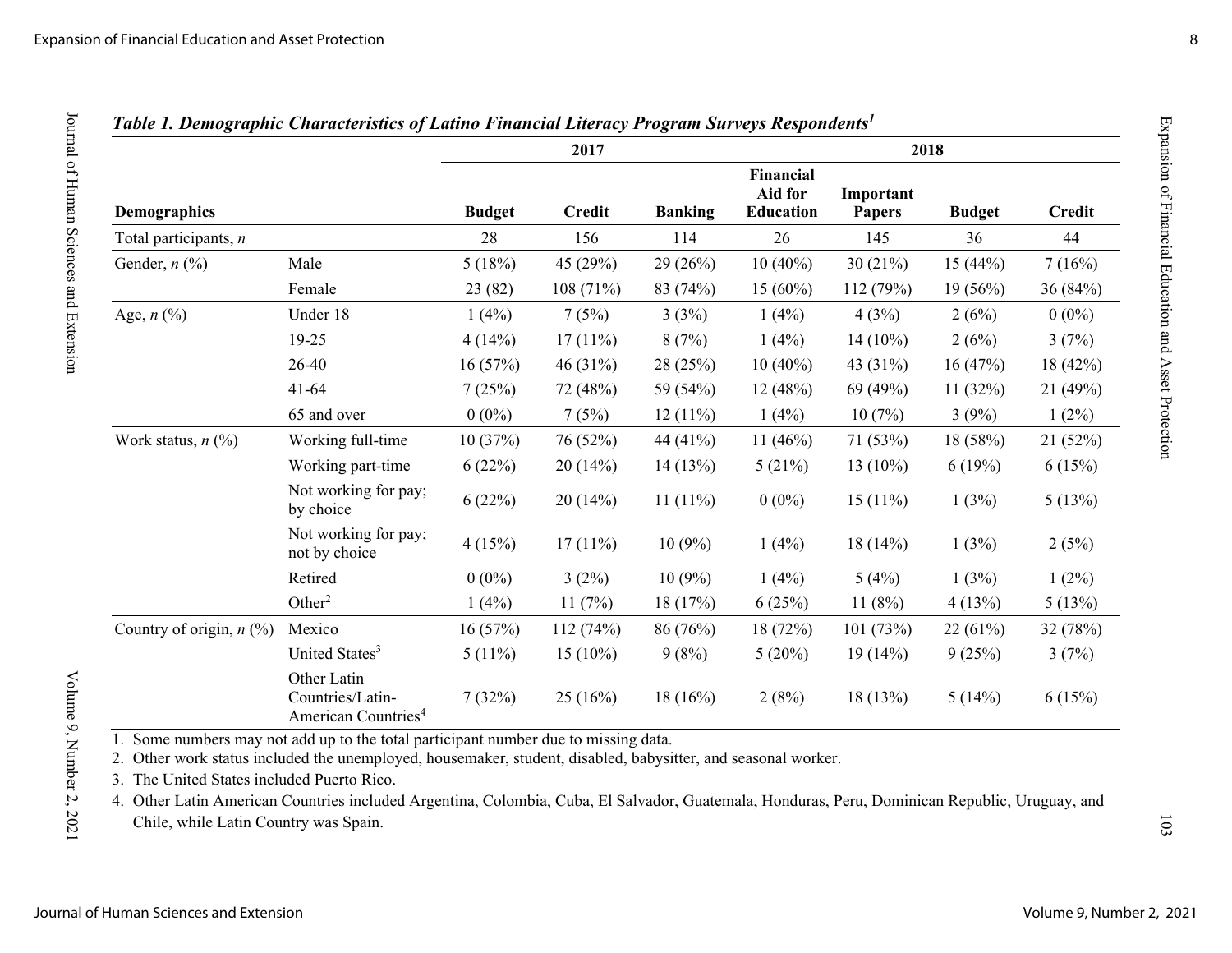***Table 1. Demographic Characteristics of Latino Financial Literacy Program Surveys Respondents[1]***

| Demographics | | 2017 | | | 2018 | | | |
|---|---|---|---|---|---|---|---|---|
| | | Budget | Credit | Banking | Financial Aid for Education | Important Papers | Budget | Credit |
| Total participants, *n* | | 28 | 156 | 114 | 26 | 145 | 36 | 44 |
| Gender, *n* (%) | Male | 5 (18%) | 45 (29%) | 29 (26%) | 10 (40%) | 30 (21%) | 15 (44%) | 7 (16%) |
| | Female | 23 (82) | 108 (71%) | 83 (74%) | 15 (60%) | 112 (79%) | 19 (56%) | 36 (84%) |
| Age, *n* (%) | Under 18 | 1 (4%) | 7 (5%) | 3 (3%) | 1 (4%) | 4 (3%) | 2 (6%) | 0 (0%) |
| | 19-25 | 4 (14%) | 17 (11%) | 8 (7%) | 1 (4%) | 14 (10%) | 2 (6%) | 3 (7%) |
| | 26-40 | 16 (57%) | 46 (31%) | 28 (25%) | 10 (40%) | 43 (31%) | 16 (47%) | 18 (42%) |
| | 41-64 | 7 (25%) | 72 (48%) | 59 (54%) | 12 (48%) | 69 (49%) | 11 (32%) | 21 (49%) |
| | 65 and over | 0 (0%) | 7 (5%) | 12 (11%) | 1 (4%) | 10 (7%) | 3 (9%) | 1 (2%) |
| Work status, *n* (%) | Working full-time | 10 (37%) | 76 (52%) | 44 (41%) | 11 (46%) | 71 (53%) | 18 (58%) | 21 (52%) |
| | Working part-time | 6 (22%) | 20 (14%) | 14 (13%) | 5 (21%) | 13 (10%) | 6 (19%) | 6 (15%) |
| | Not working for pay; by choice | 6 (22%) | 20 (14%) | 11 (11%) | 0 (0%) | 15 (11%) | 1 (3%) | 5 (13%) |
| | Not working for pay; not by choice | 4 (15%) | 17 (11%) | 10 (9%) | 1 (4%) | 18 (14%) | 1 (3%) | 2 (5%) |
| | Retired | 0 (0%) | 3 (2%) | 10 (9%) | 1 (4%) | 5 (4%) | 1 (3%) | 1 (2%) |
| | Other[2] | 1 (4%) | 11 (7%) | 18 (17%) | 6 (25%) | 11 (8%) | 4 (13%) | 5 (13%) |
| Country of origin, *n* (%) | Mexico | 16 (57%) | 112 (74%) | 86 (76%) | 18 (72%) | 101 (73%) | 22 (61%) | 32 (78%) |
| | United States[3] | 5 (11%) | 15 (10%) | 9 (8%) | 5 (20%) | 19 (14%) | 9 (25%) | 3 (7%) |
| | Other Latin Countries/Latin-American Countries[4] | 7 (32%) | 25 (16%) | 18 (16%) | 2 (8%) | 18 (13%) | 5 (14%) | 6 (15%) |

1. Some numbers may not add up to the total participant number due to missing data.
2. Other work status included the unemployed, housemaker, student, disabled, babysitter, and seasonal worker.
3. The United States included Puerto Rico.
4. Other Latin American Countries included Argentina, Colombia, Cuba, El Salvador, Guatemala, Honduras, Peru, Dominican Republic, Uruguay, and Chile, while Latin Country was Spain.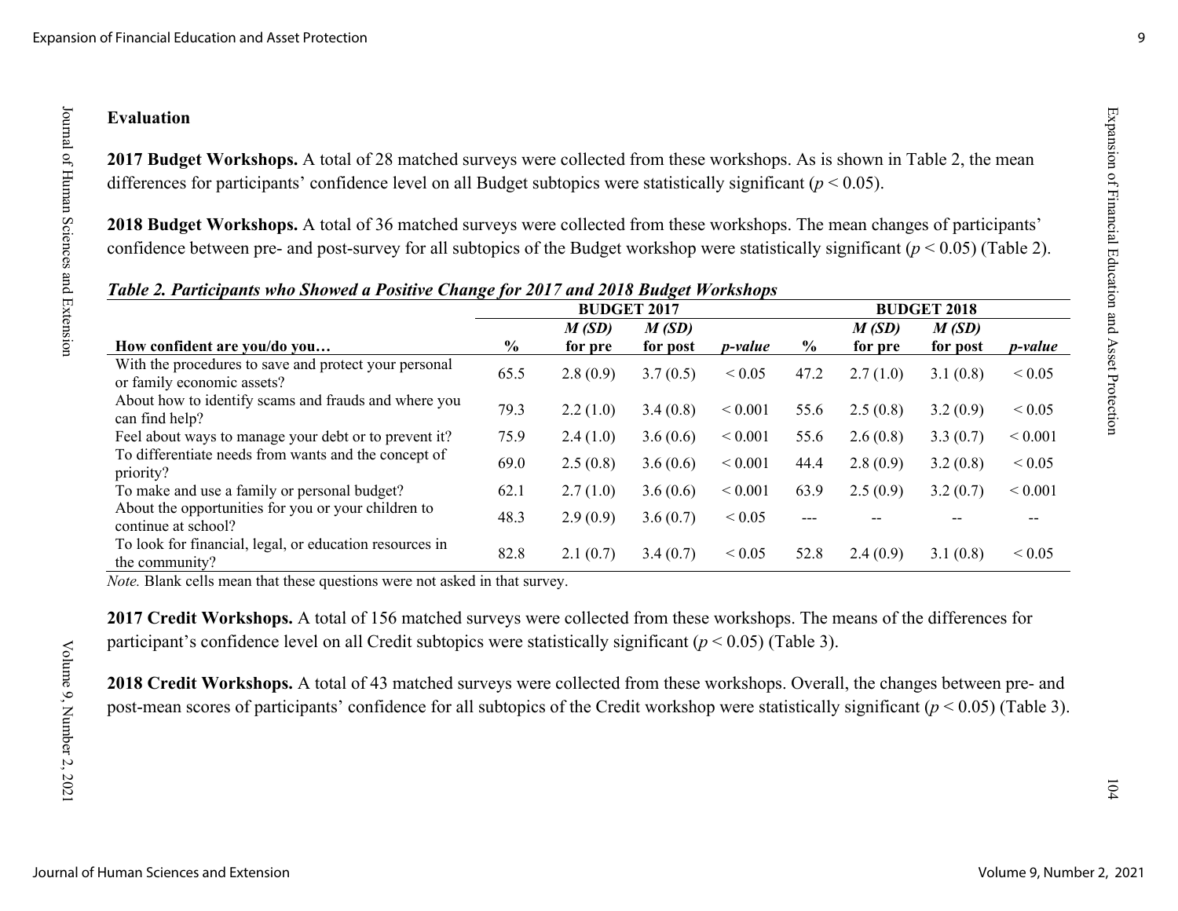## Evaluation

**2017 Budget Workshops.** A total of 28 matched surveys were collected from these workshops. As is shown in Table 2, the mean differences for participants' confidence level on all Budget subtopics were statistically significant ($p < 0.05$).

**2018 Budget Workshops.** A total of 36 matched surveys were collected from these workshops. The mean changes of participants' confidence between pre- and post-survey for all subtopics of the Budget workshop were statistically significant ($p < 0.05$) (Table 2).

***Table 2. Participants who Showed a Positive Change for 2017 and 2018 Budget Workshops***

| | BUDGET 2017 | | | | BUDGET 2018 | | | |
|---|---|---|---|---|---|---|---|---|
| **How confident are you/do you…** | **%** | ***M (SD)* for pre** | ***M (SD)* for post** | ***p-value*** | **%** | ***M (SD)* for pre** | ***M (SD)* for post** | ***p-value*** |
| With the procedures to save and protect your personal or family economic assets? | 65.5 | 2.8 (0.9) | 3.7 (0.5) | < 0.05 | 47.2 | 2.7 (1.0) | 3.1 (0.8) | < 0.05 |
| About how to identify scams and frauds and where you can find help? | 79.3 | 2.2 (1.0) | 3.4 (0.8) | < 0.001 | 55.6 | 2.5 (0.8) | 3.2 (0.9) | < 0.05 |
| Feel about ways to manage your debt or to prevent it? | 75.9 | 2.4 (1.0) | 3.6 (0.6) | < 0.001 | 55.6 | 2.6 (0.8) | 3.3 (0.7) | < 0.001 |
| To differentiate needs from wants and the concept of priority? | 69.0 | 2.5 (0.8) | 3.6 (0.6) | < 0.001 | 44.4 | 2.8 (0.9) | 3.2 (0.8) | < 0.05 |
| To make and use a family or personal budget? | 62.1 | 2.7 (1.0) | 3.6 (0.6) | < 0.001 | 63.9 | 2.5 (0.9) | 3.2 (0.7) | < 0.001 |
| About the opportunities for you or your children to continue at school? | 48.3 | 2.9 (0.9) | 3.6 (0.7) | < 0.05 | --- | -- | -- | -- |
| To look for financial, legal, or education resources in the community? | 82.8 | 2.1 (0.7) | 3.4 (0.7) | < 0.05 | 52.8 | 2.4 (0.9) | 3.1 (0.8) | < 0.05 |

*Note.* Blank cells mean that these questions were not asked in that survey.

**2017 Credit Workshops.** A total of 156 matched surveys were collected from these workshops. The means of the differences for participant's confidence level on all Credit subtopics were statistically significant ($p < 0.05$) (Table 3).

**2018 Credit Workshops.** A total of 43 matched surveys were collected from these workshops. Overall, the changes between pre- and post-mean scores of participants' confidence for all subtopics of the Credit workshop were statistically significant ($p < 0.05$) (Table 3).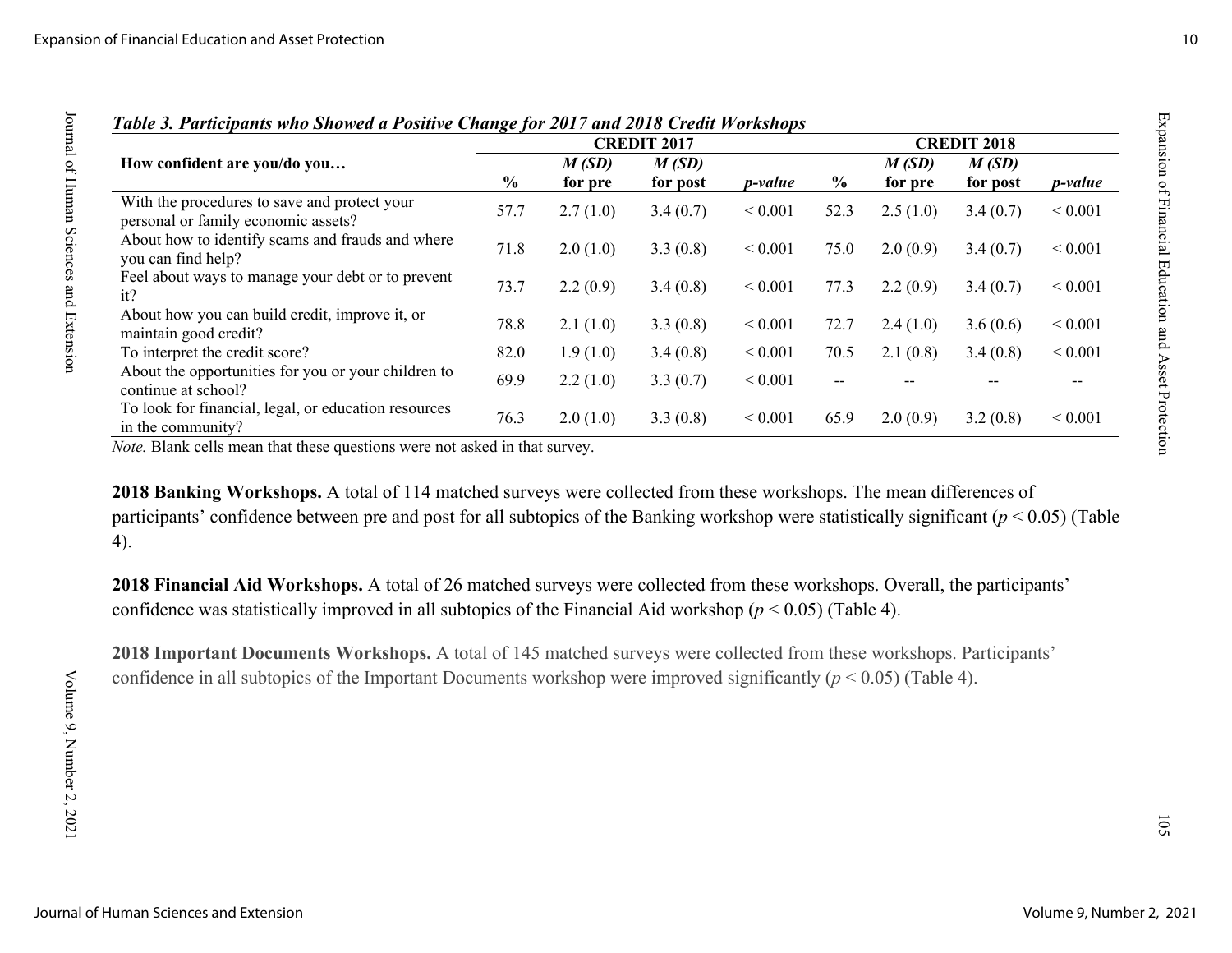***Table 3. Participants who Showed a Positive Change for 2017 and 2018 Credit Workshops***

| How confident are you/do you… | CREDIT 2017 | | | | CREDIT 2018 | | | |
|---|---|---|---|---|---|---|---|---|
| | **%** | ***M (SD)* for pre** | ***M (SD)* for post** | ***p-value*** | **%** | ***M (SD)* for pre** | ***M (SD)* for post** | ***p-value*** |
| With the procedures to save and protect your personal or family economic assets? | 57.7 | 2.7 (1.0) | 3.4 (0.7) | < 0.001 | 52.3 | 2.5 (1.0) | 3.4 (0.7) | < 0.001 |
| About how to identify scams and frauds and where you can find help? | 71.8 | 2.0 (1.0) | 3.3 (0.8) | < 0.001 | 75.0 | 2.0 (0.9) | 3.4 (0.7) | < 0.001 |
| Feel about ways to manage your debt or to prevent it? | 73.7 | 2.2 (0.9) | 3.4 (0.8) | < 0.001 | 77.3 | 2.2 (0.9) | 3.4 (0.7) | < 0.001 |
| About how you can build credit, improve it, or maintain good credit? | 78.8 | 2.1 (1.0) | 3.3 (0.8) | < 0.001 | 72.7 | 2.4 (1.0) | 3.6 (0.6) | < 0.001 |
| To interpret the credit score? | 82.0 | 1.9 (1.0) | 3.4 (0.8) | < 0.001 | 70.5 | 2.1 (0.8) | 3.4 (0.8) | < 0.001 |
| About the opportunities for you or your children to continue at school? | 69.9 | 2.2 (1.0) | 3.3 (0.7) | < 0.001 | -- | -- | -- | -- |
| To look for financial, legal, or education resources in the community? | 76.3 | 2.0 (1.0) | 3.3 (0.8) | < 0.001 | 65.9 | 2.0 (0.9) | 3.2 (0.8) | < 0.001 |

*Note.* Blank cells mean that these questions were not asked in that survey.

**2018 Banking Workshops.** A total of 114 matched surveys were collected from these workshops. The mean differences of participants' confidence between pre and post for all subtopics of the Banking workshop were statistically significant ($p < 0.05$) (Table 4).

**2018 Financial Aid Workshops.** A total of 26 matched surveys were collected from these workshops. Overall, the participants' confidence was statistically improved in all subtopics of the Financial Aid workshop ($p < 0.05$) (Table 4).

**2018 Important Documents Workshops.** A total of 145 matched surveys were collected from these workshops. Participants' confidence in all subtopics of the Important Documents workshop were improved significantly ($p < 0.05$) (Table 4).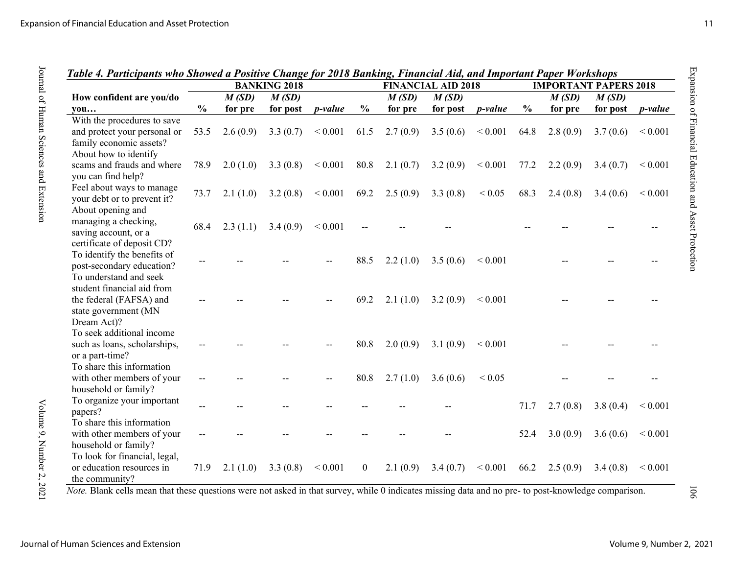***Table 4. Participants who Showed a Positive Change for 2018 Banking, Financial Aid, and Important Paper Workshops***

| | BANKING 2018 | | | | FINANCIAL AID 2018 | | | | IMPORTANT PAPERS 2018 | | | |
|---|---|---|---|---|---|---|---|---|---|---|---|---|
| **How confident are you/do you…** | **%** | ***M (SD)* for pre** | ***M (SD)* for post** | ***p-value*** | **%** | ***M (SD)* for pre** | ***M (SD)* for post** | ***p-value*** | **%** | ***M (SD)* for pre** | ***M (SD)* for post** | ***p-value*** |
| With the procedures to save and protect your personal or family economic assets? | 53.5 | 2.6 (0.9) | 3.3 (0.7) | < 0.001 | 61.5 | 2.7 (0.9) | 3.5 (0.6) | < 0.001 | 64.8 | 2.8 (0.9) | 3.7 (0.6) | < 0.001 |
| About how to identify scams and frauds and where you can find help? | 78.9 | 2.0 (1.0) | 3.3 (0.8) | < 0.001 | 80.8 | 2.1 (0.7) | 3.2 (0.9) | < 0.001 | 77.2 | 2.2 (0.9) | 3.4 (0.7) | < 0.001 |
| Feel about ways to manage your debt or to prevent it? | 73.7 | 2.1 (1.0) | 3.2 (0.8) | < 0.001 | 69.2 | 2.5 (0.9) | 3.3 (0.8) | < 0.05 | 68.3 | 2.4 (0.8) | 3.4 (0.6) | < 0.001 |
| About opening and managing a checking, saving account, or a certificate of deposit CD? | 68.4 | 2.3 (1.1) | 3.4 (0.9) | < 0.001 | -- | -- | -- | | -- | -- | -- | -- |
| To identify the benefits of post-secondary education? | -- | -- | -- | -- | 88.5 | 2.2 (1.0) | 3.5 (0.6) | < 0.001 | | -- | -- | -- |
| To understand and seek student financial aid from the federal (FAFSA) and state government (MN Dream Act)? | -- | -- | -- | -- | 69.2 | 2.1 (1.0) | 3.2 (0.9) | < 0.001 | | -- | -- | -- |
| To seek additional income such as loans, scholarships, or a part-time? | -- | -- | -- | -- | 80.8 | 2.0 (0.9) | 3.1 (0.9) | < 0.001 | | -- | -- | -- |
| To share this information with other members of your household or family? | -- | -- | -- | -- | 80.8 | 2.7 (1.0) | 3.6 (0.6) | < 0.05 | | -- | -- | -- |
| To organize your important papers? | -- | -- | -- | -- | -- | -- | -- | | 71.7 | 2.7 (0.8) | 3.8 (0.4) | < 0.001 |
| To share this information with other members of your household or family? | -- | -- | -- | -- | -- | -- | -- | | 52.4 | 3.0 (0.9) | 3.6 (0.6) | < 0.001 |
| To look for financial, legal, or education resources in the community? | 71.9 | 2.1 (1.0) | 3.3 (0.8) | < 0.001 | 0 | 2.1 (0.9) | 3.4 (0.7) | < 0.001 | 66.2 | 2.5 (0.9) | 3.4 (0.8) | < 0.001 |

*Note.* Blank cells mean that these questions were not asked in that survey, while 0 indicates missing data and no pre- to post-knowledge comparison.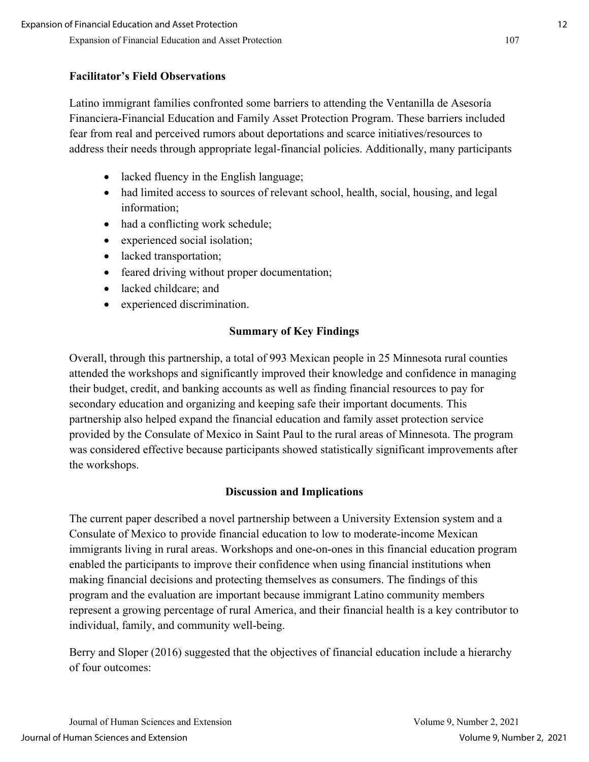### Facilitator's Field Observations

Latino immigrant families confronted some barriers to attending the Ventanilla de Asesoría Financiera-Financial Education and Family Asset Protection Program. These barriers included fear from real and perceived rumors about deportations and scarce initiatives/resources to address their needs through appropriate legal-financial policies. Additionally, many participants

- lacked fluency in the English language;
- had limited access to sources of relevant school, health, social, housing, and legal information;
- had a conflicting work schedule;
- experienced social isolation;
- lacked transportation;
- feared driving without proper documentation;
- lacked childcare; and
- experienced discrimination.

## Summary of Key Findings

Overall, through this partnership, a total of 993 Mexican people in 25 Minnesota rural counties attended the workshops and significantly improved their knowledge and confidence in managing their budget, credit, and banking accounts as well as finding financial resources to pay for secondary education and organizing and keeping safe their important documents. This partnership also helped expand the financial education and family asset protection service provided by the Consulate of Mexico in Saint Paul to the rural areas of Minnesota. The program was considered effective because participants showed statistically significant improvements after the workshops.

## Discussion and Implications

The current paper described a novel partnership between a University Extension system and a Consulate of Mexico to provide financial education to low to moderate-income Mexican immigrants living in rural areas. Workshops and one-on-ones in this financial education program enabled the participants to improve their confidence when using financial institutions when making financial decisions and protecting themselves as consumers. The findings of this program and the evaluation are important because immigrant Latino community members represent a growing percentage of rural America, and their financial health is a key contributor to individual, family, and community well-being.

Berry and Sloper (2016) suggested that the objectives of financial education include a hierarchy of four outcomes: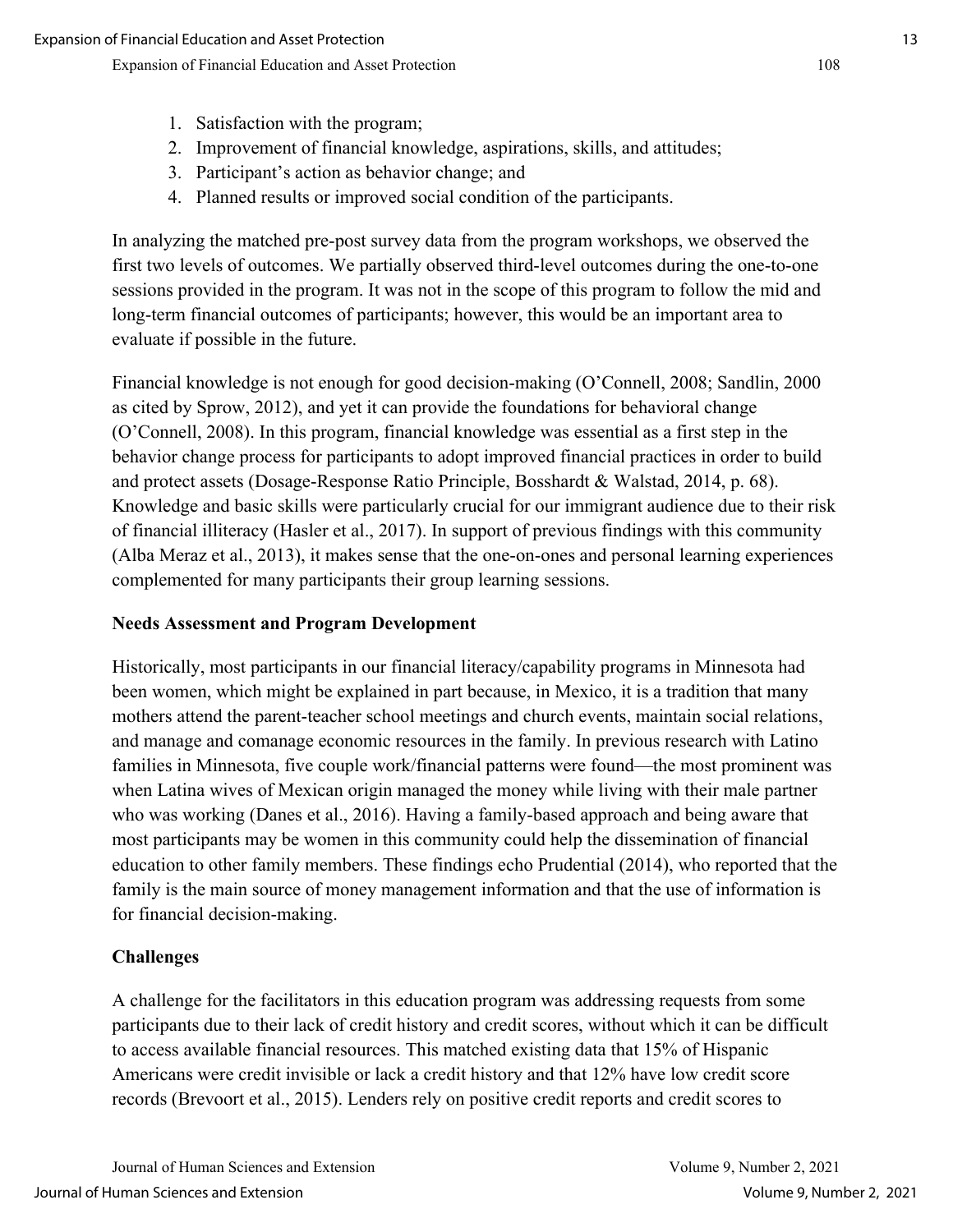1. Satisfaction with the program;
2. Improvement of financial knowledge, aspirations, skills, and attitudes;
3. Participant's action as behavior change; and
4. Planned results or improved social condition of the participants.

In analyzing the matched pre-post survey data from the program workshops, we observed the first two levels of outcomes. We partially observed third-level outcomes during the one-to-one sessions provided in the program. It was not in the scope of this program to follow the mid and long-term financial outcomes of participants; however, this would be an important area to evaluate if possible in the future.

Financial knowledge is not enough for good decision-making (O'Connell, 2008; Sandlin, 2000 as cited by Sprow, 2012), and yet it can provide the foundations for behavioral change (O'Connell, 2008). In this program, financial knowledge was essential as a first step in the behavior change process for participants to adopt improved financial practices in order to build and protect assets (Dosage-Response Ratio Principle, Bosshardt & Walstad, 2014, p. 68). Knowledge and basic skills were particularly crucial for our immigrant audience due to their risk of financial illiteracy (Hasler et al., 2017). In support of previous findings with this community (Alba Meraz et al., 2013), it makes sense that the one-on-ones and personal learning experiences complemented for many participants their group learning sessions.

**Needs Assessment and Program Development**

Historically, most participants in our financial literacy/capability programs in Minnesota had been women, which might be explained in part because, in Mexico, it is a tradition that many mothers attend the parent-teacher school meetings and church events, maintain social relations, and manage and comanage economic resources in the family. In previous research with Latino families in Minnesota, five couple work/financial patterns were found—the most prominent was when Latina wives of Mexican origin managed the money while living with their male partner who was working (Danes et al., 2016). Having a family-based approach and being aware that most participants may be women in this community could help the dissemination of financial education to other family members. These findings echo Prudential (2014), who reported that the family is the main source of money management information and that the use of information is for financial decision-making.

**Challenges**

A challenge for the facilitators in this education program was addressing requests from some participants due to their lack of credit history and credit scores, without which it can be difficult to access available financial resources. This matched existing data that 15% of Hispanic Americans were credit invisible or lack a credit history and that 12% have low credit score records (Brevoort et al., 2015). Lenders rely on positive credit reports and credit scores to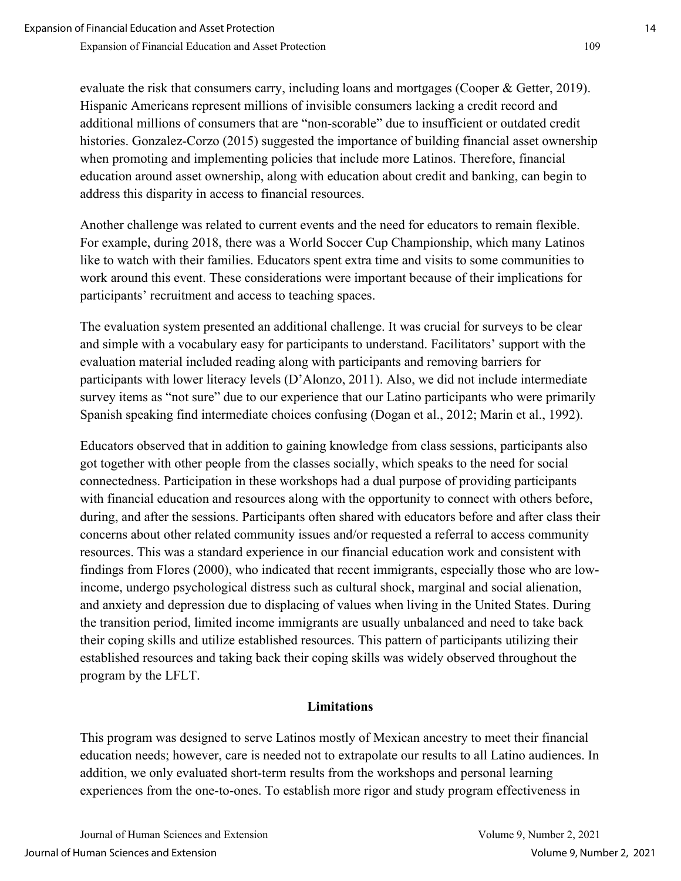evaluate the risk that consumers carry, including loans and mortgages (Cooper & Getter, 2019). Hispanic Americans represent millions of invisible consumers lacking a credit record and additional millions of consumers that are "non-scorable" due to insufficient or outdated credit histories. Gonzalez-Corzo (2015) suggested the importance of building financial asset ownership when promoting and implementing policies that include more Latinos. Therefore, financial education around asset ownership, along with education about credit and banking, can begin to address this disparity in access to financial resources.

Another challenge was related to current events and the need for educators to remain flexible. For example, during 2018, there was a World Soccer Cup Championship, which many Latinos like to watch with their families. Educators spent extra time and visits to some communities to work around this event. These considerations were important because of their implications for participants' recruitment and access to teaching spaces.

The evaluation system presented an additional challenge. It was crucial for surveys to be clear and simple with a vocabulary easy for participants to understand. Facilitators' support with the evaluation material included reading along with participants and removing barriers for participants with lower literacy levels (D'Alonzo, 2011). Also, we did not include intermediate survey items as "not sure" due to our experience that our Latino participants who were primarily Spanish speaking find intermediate choices confusing (Dogan et al., 2012; Marin et al., 1992).

Educators observed that in addition to gaining knowledge from class sessions, participants also got together with other people from the classes socially, which speaks to the need for social connectedness. Participation in these workshops had a dual purpose of providing participants with financial education and resources along with the opportunity to connect with others before, during, and after the sessions. Participants often shared with educators before and after class their concerns about other related community issues and/or requested a referral to access community resources. This was a standard experience in our financial education work and consistent with findings from Flores (2000), who indicated that recent immigrants, especially those who are low-income, undergo psychological distress such as cultural shock, marginal and social alienation, and anxiety and depression due to displacing of values when living in the United States. During the transition period, limited income immigrants are usually unbalanced and need to take back their coping skills and utilize established resources. This pattern of participants utilizing their established resources and taking back their coping skills was widely observed throughout the program by the LFLT.

## Limitations

This program was designed to serve Latinos mostly of Mexican ancestry to meet their financial education needs; however, care is needed not to extrapolate our results to all Latino audiences. In addition, we only evaluated short-term results from the workshops and personal learning experiences from the one-to-ones. To establish more rigor and study program effectiveness in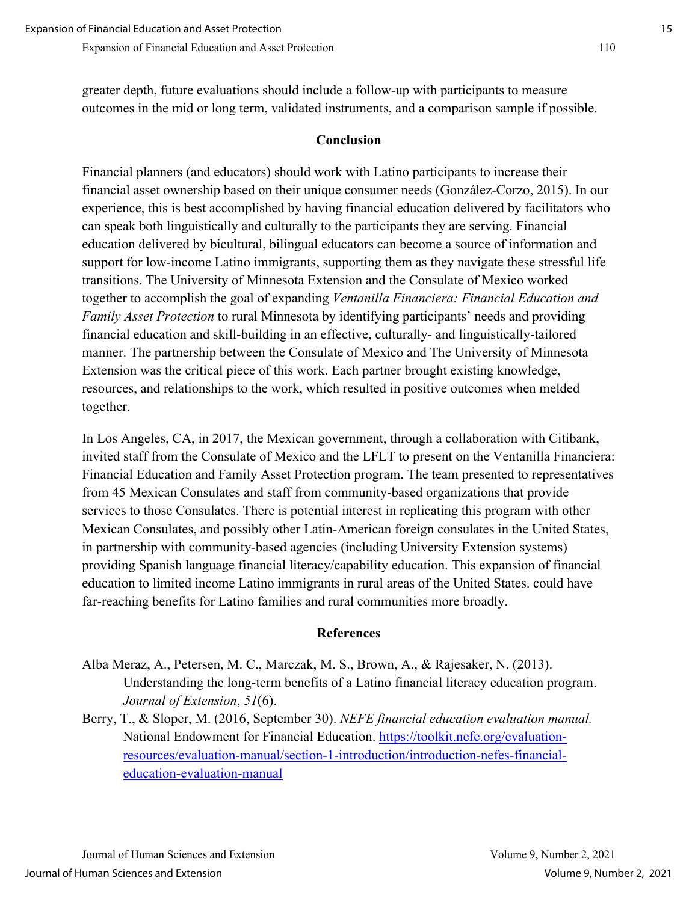greater depth, future evaluations should include a follow-up with participants to measure outcomes in the mid or long term, validated instruments, and a comparison sample if possible.

## Conclusion

Financial planners (and educators) should work with Latino participants to increase their financial asset ownership based on their unique consumer needs (González-Corzo, 2015). In our experience, this is best accomplished by having financial education delivered by facilitators who can speak both linguistically and culturally to the participants they are serving. Financial education delivered by bicultural, bilingual educators can become a source of information and support for low-income Latino immigrants, supporting them as they navigate these stressful life transitions. The University of Minnesota Extension and the Consulate of Mexico worked together to accomplish the goal of expanding *Ventanilla Financiera: Financial Education and Family Asset Protection* to rural Minnesota by identifying participants' needs and providing financial education and skill-building in an effective, culturally- and linguistically-tailored manner. The partnership between the Consulate of Mexico and The University of Minnesota Extension was the critical piece of this work. Each partner brought existing knowledge, resources, and relationships to the work, which resulted in positive outcomes when melded together.

In Los Angeles, CA, in 2017, the Mexican government, through a collaboration with Citibank, invited staff from the Consulate of Mexico and the LFLT to present on the Ventanilla Financiera: Financial Education and Family Asset Protection program. The team presented to representatives from 45 Mexican Consulates and staff from community-based organizations that provide services to those Consulates. There is potential interest in replicating this program with other Mexican Consulates, and possibly other Latin-American foreign consulates in the United States, in partnership with community-based agencies (including University Extension systems) providing Spanish language financial literacy/capability education. This expansion of financial education to limited income Latino immigrants in rural areas of the United States. could have far-reaching benefits for Latino families and rural communities more broadly.

## References

Alba Meraz, A., Petersen, M. C., Marczak, M. S., Brown, A., & Rajesaker, N. (2013). Understanding the long-term benefits of a Latino financial literacy education program. *Journal of Extension*, *51*(6).

Berry, T., & Sloper, M. (2016, September 30). *NEFE financial education evaluation manual.* National Endowment for Financial Education. https://toolkit.nefe.org/evaluation-resources/evaluation-manual/section-1-introduction/introduction-nefes-financial-education-evaluation-manual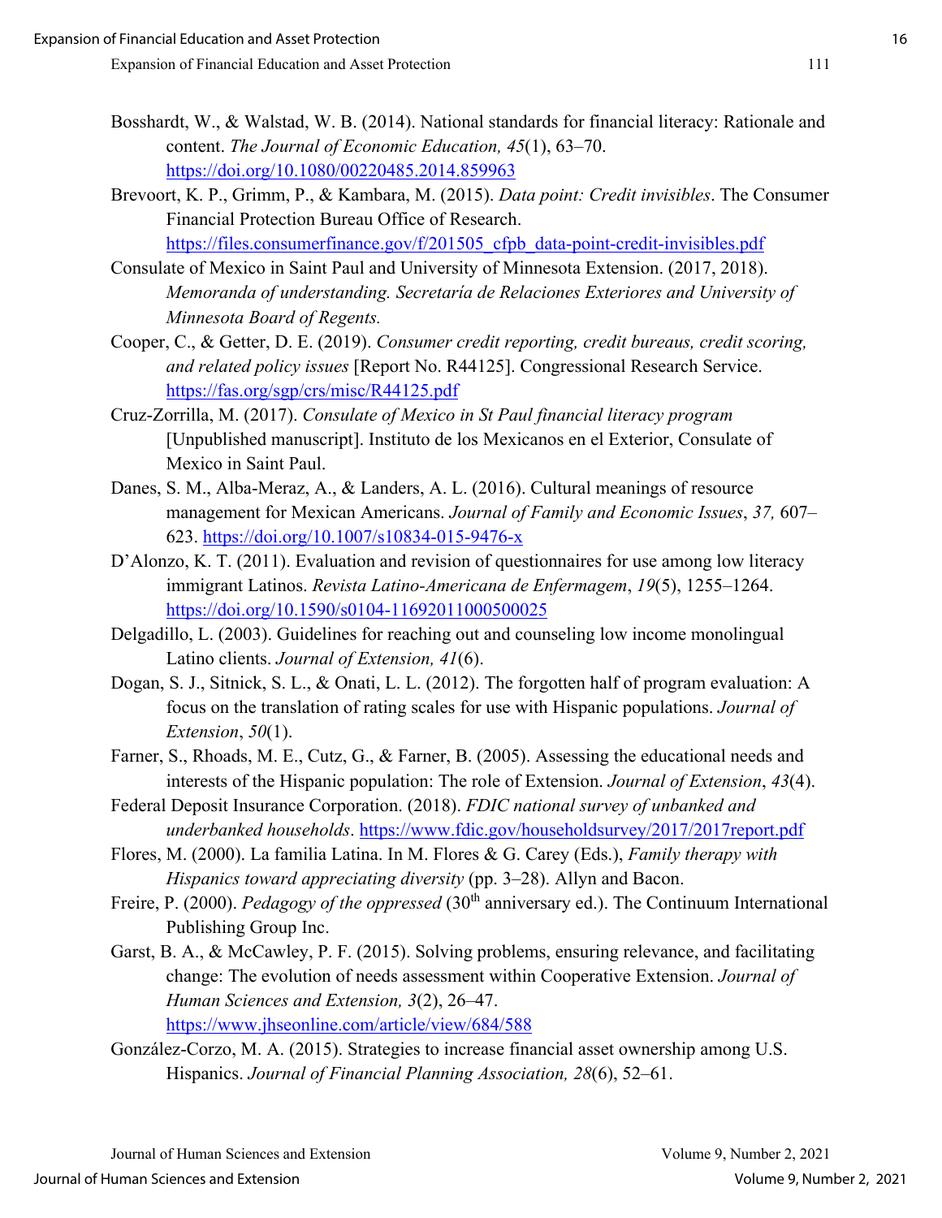Bosshardt, W., & Walstad, W. B. (2014). National standards for financial literacy: Rationale and content. *The Journal of Economic Education, 45*(1), 63–70. https://doi.org/10.1080/00220485.2014.859963

Brevoort, K. P., Grimm, P., & Kambara, M. (2015). *Data point: Credit invisibles*. The Consumer Financial Protection Bureau Office of Research. https://files.consumerfinance.gov/f/201505_cfpb_data-point-credit-invisibles.pdf

Consulate of Mexico in Saint Paul and University of Minnesota Extension. (2017, 2018). *Memoranda of understanding. Secretaría de Relaciones Exteriores and University of Minnesota Board of Regents.*

Cooper, C., & Getter, D. E. (2019). *Consumer credit reporting, credit bureaus, credit scoring, and related policy issues* [Report No. R44125]. Congressional Research Service. https://fas.org/sgp/crs/misc/R44125.pdf

Cruz-Zorrilla, M. (2017). *Consulate of Mexico in St Paul financial literacy program* [Unpublished manuscript]. Instituto de los Mexicanos en el Exterior, Consulate of Mexico in Saint Paul.

Danes, S. M., Alba-Meraz, A., & Landers, A. L. (2016). Cultural meanings of resource management for Mexican Americans. *Journal of Family and Economic Issues*, *37,* 607–623. https://doi.org/10.1007/s10834-015-9476-x

D'Alonzo, K. T. (2011). Evaluation and revision of questionnaires for use among low literacy immigrant Latinos. *Revista Latino-Americana de Enfermagem*, *19*(5), 1255–1264. https://doi.org/10.1590/s0104-11692011000500025

Delgadillo, L. (2003). Guidelines for reaching out and counseling low income monolingual Latino clients. *Journal of Extension, 41*(6).

Dogan, S. J., Sitnick, S. L., & Onati, L. L. (2012). The forgotten half of program evaluation: A focus on the translation of rating scales for use with Hispanic populations. *Journal of Extension*, *50*(1).

Farner, S., Rhoads, M. E., Cutz, G., & Farner, B. (2005). Assessing the educational needs and interests of the Hispanic population: The role of Extension. *Journal of Extension*, *43*(4).

Federal Deposit Insurance Corporation. (2018). *FDIC national survey of unbanked and underbanked households*. https://www.fdic.gov/householdsurvey/2017/2017report.pdf

Flores, M. (2000). La familia Latina. In M. Flores & G. Carey (Eds.), *Family therapy with Hispanics toward appreciating diversity* (pp. 3–28). Allyn and Bacon.

Freire, P. (2000). *Pedagogy of the oppressed* (30th anniversary ed.). The Continuum International Publishing Group Inc.

Garst, B. A., & McCawley, P. F. (2015). Solving problems, ensuring relevance, and facilitating change: The evolution of needs assessment within Cooperative Extension. *Journal of Human Sciences and Extension, 3*(2), 26–47. https://www.jhseonline.com/article/view/684/588

González-Corzo, M. A. (2015). Strategies to increase financial asset ownership among U.S. Hispanics. *Journal of Financial Planning Association, 28*(6), 52–61.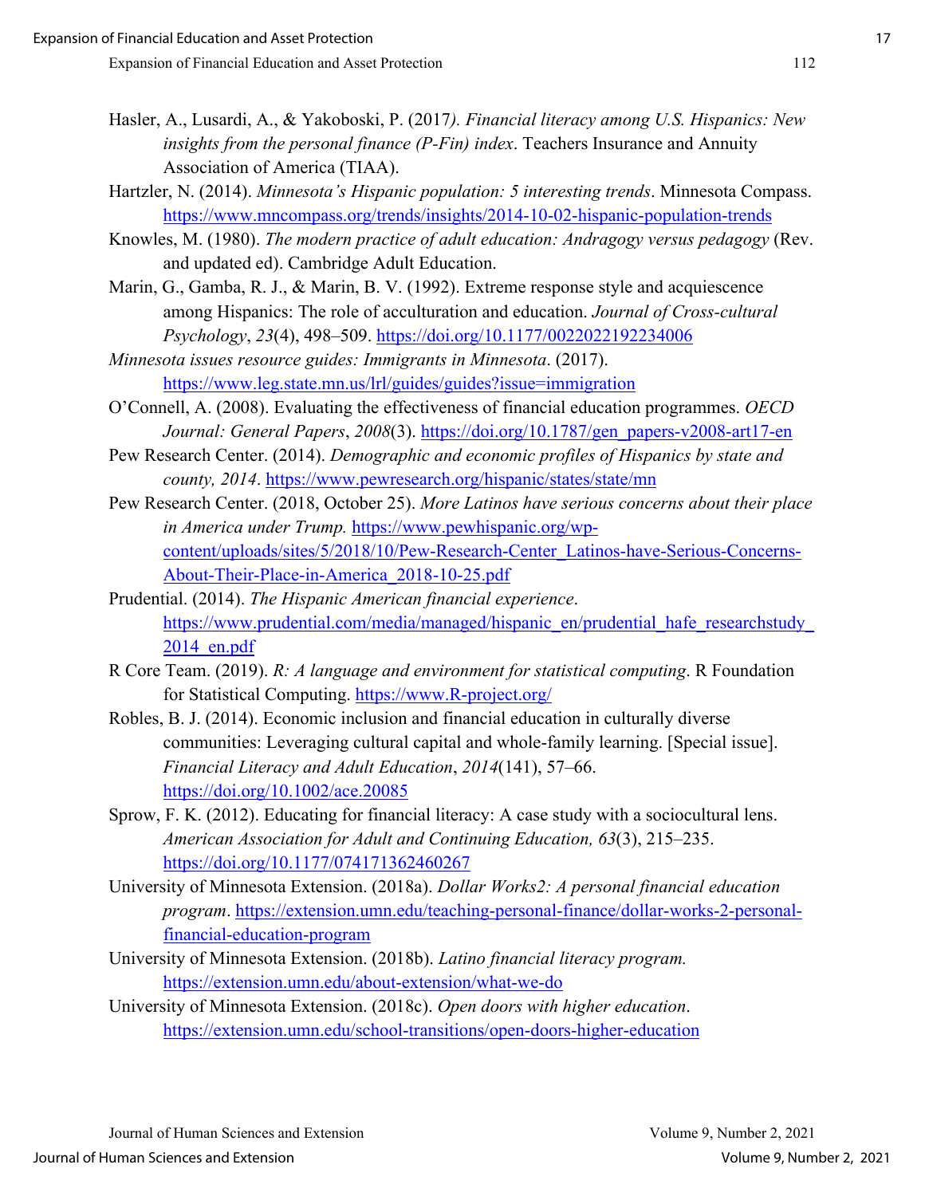Hasler, A., Lusardi, A., & Yakoboski, P. (2017*). Financial literacy among U.S. Hispanics: New insights from the personal finance (P-Fin) index*. Teachers Insurance and Annuity Association of America (TIAA).

Hartzler, N. (2014). *Minnesota's Hispanic population: 5 interesting trends*. Minnesota Compass. https://www.mncompass.org/trends/insights/2014-10-02-hispanic-population-trends

Knowles, M. (1980). *The modern practice of adult education: Andragogy versus pedagogy* (Rev. and updated ed). Cambridge Adult Education.

Marin, G., Gamba, R. J., & Marin, B. V. (1992). Extreme response style and acquiescence among Hispanics: The role of acculturation and education. *Journal of Cross-cultural Psychology*, *23*(4), 498–509. https://doi.org/10.1177/0022022192234006

*Minnesota issues resource guides: Immigrants in Minnesota*. (2017). https://www.leg.state.mn.us/lrl/guides/guides?issue=immigration

O'Connell, A. (2008). Evaluating the effectiveness of financial education programmes. *OECD Journal: General Papers*, *2008*(3). https://doi.org/10.1787/gen_papers-v2008-art17-en

Pew Research Center. (2014). *Demographic and economic profiles of Hispanics by state and county, 2014*. https://www.pewresearch.org/hispanic/states/state/mn

Pew Research Center. (2018, October 25). *More Latinos have serious concerns about their place in America under Trump.* https://www.pewhispanic.org/wp-content/uploads/sites/5/2018/10/Pew-Research-Center_Latinos-have-Serious-Concerns-About-Their-Place-in-America_2018-10-25.pdf

Prudential. (2014). *The Hispanic American financial experience*. https://www.prudential.com/media/managed/hispanic_en/prudential_hafe_researchstudy_2014_en.pdf

R Core Team. (2019). *R: A language and environment for statistical computing*. R Foundation for Statistical Computing. https://www.R-project.org/

Robles, B. J. (2014). Economic inclusion and financial education in culturally diverse communities: Leveraging cultural capital and whole-family learning. [Special issue]. *Financial Literacy and Adult Education*, *2014*(141), 57–66. https://doi.org/10.1002/ace.20085

Sprow, F. K. (2012). Educating for financial literacy: A case study with a sociocultural lens. *American Association for Adult and Continuing Education, 63*(3), 215–235. https://doi.org/10.1177/074171362460267

University of Minnesota Extension. (2018a). *Dollar Works2: A personal financial education program*. https://extension.umn.edu/teaching-personal-finance/dollar-works-2-personal-financial-education-program

University of Minnesota Extension. (2018b). *Latino financial literacy program.* https://extension.umn.edu/about-extension/what-we-do

University of Minnesota Extension. (2018c). *Open doors with higher education*. https://extension.umn.edu/school-transitions/open-doors-higher-education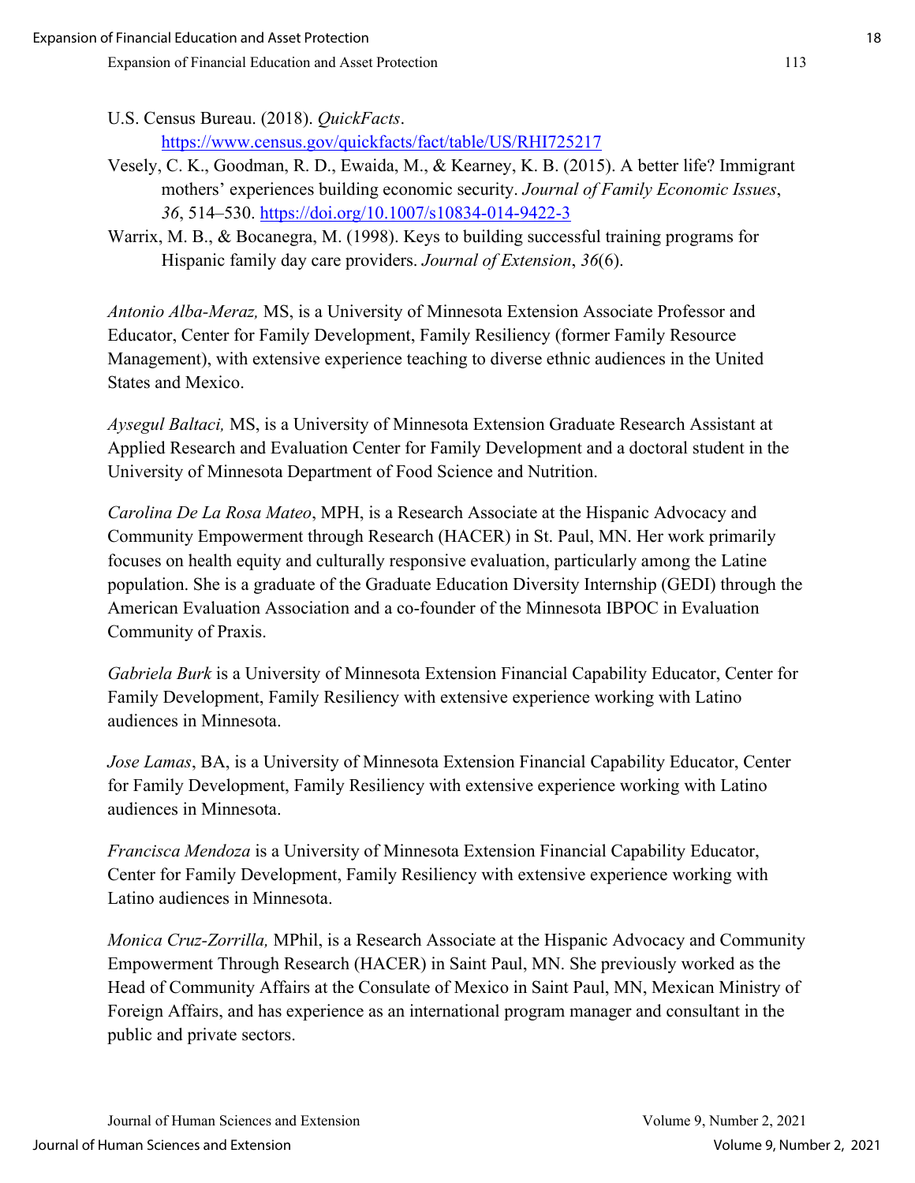U.S. Census Bureau. (2018). *QuickFacts*. https://www.census.gov/quickfacts/fact/table/US/RHI725217

Vesely, C. K., Goodman, R. D., Ewaida, M., & Kearney, K. B. (2015). A better life? Immigrant mothers' experiences building economic security. *Journal of Family Economic Issues*, *36*, 514–530. https://doi.org/10.1007/s10834-014-9422-3

Warrix, M. B., & Bocanegra, M. (1998). Keys to building successful training programs for Hispanic family day care providers. *Journal of Extension*, *36*(6).

*Antonio Alba-Meraz,* MS, is a University of Minnesota Extension Associate Professor and Educator, Center for Family Development, Family Resiliency (former Family Resource Management), with extensive experience teaching to diverse ethnic audiences in the United States and Mexico.

*Aysegul Baltaci,* MS, is a University of Minnesota Extension Graduate Research Assistant at Applied Research and Evaluation Center for Family Development and a doctoral student in the University of Minnesota Department of Food Science and Nutrition.

*Carolina De La Rosa Mateo*, MPH, is a Research Associate at the Hispanic Advocacy and Community Empowerment through Research (HACER) in St. Paul, MN. Her work primarily focuses on health equity and culturally responsive evaluation, particularly among the Latine population. She is a graduate of the Graduate Education Diversity Internship (GEDI) through the American Evaluation Association and a co-founder of the Minnesota IBPOC in Evaluation Community of Praxis.

*Gabriela Burk* is a University of Minnesota Extension Financial Capability Educator, Center for Family Development, Family Resiliency with extensive experience working with Latino audiences in Minnesota.

*Jose Lamas*, BA, is a University of Minnesota Extension Financial Capability Educator, Center for Family Development, Family Resiliency with extensive experience working with Latino audiences in Minnesota.

*Francisca Mendoza* is a University of Minnesota Extension Financial Capability Educator, Center for Family Development, Family Resiliency with extensive experience working with Latino audiences in Minnesota.

*Monica Cruz-Zorrilla,* MPhil, is a Research Associate at the Hispanic Advocacy and Community Empowerment Through Research (HACER) in Saint Paul, MN. She previously worked as the Head of Community Affairs at the Consulate of Mexico in Saint Paul, MN, Mexican Ministry of Foreign Affairs, and has experience as an international program manager and consultant in the public and private sectors.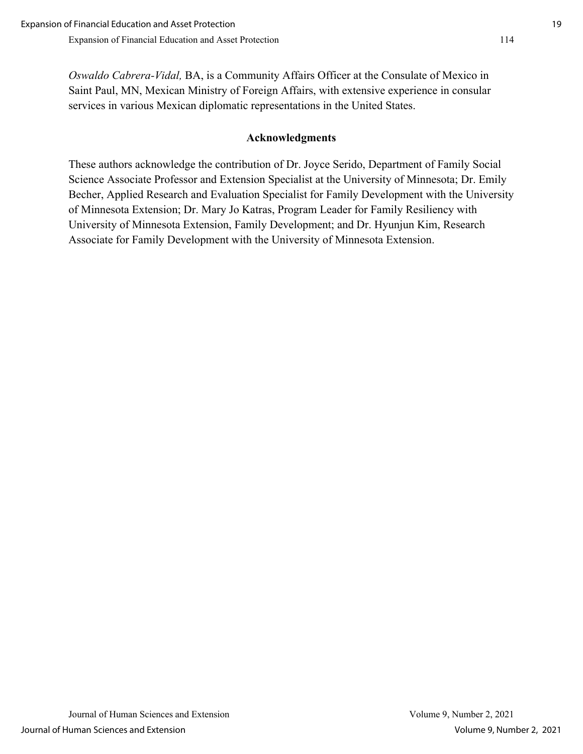*Oswaldo Cabrera-Vidal,* BA, is a Community Affairs Officer at the Consulate of Mexico in Saint Paul, MN, Mexican Ministry of Foreign Affairs, with extensive experience in consular services in various Mexican diplomatic representations in the United States.

## Acknowledgments

These authors acknowledge the contribution of Dr. Joyce Serido, Department of Family Social Science Associate Professor and Extension Specialist at the University of Minnesota; Dr. Emily Becher, Applied Research and Evaluation Specialist for Family Development with the University of Minnesota Extension; Dr. Mary Jo Katras, Program Leader for Family Resiliency with University of Minnesota Extension, Family Development; and Dr. Hyunjun Kim, Research Associate for Family Development with the University of Minnesota Extension.